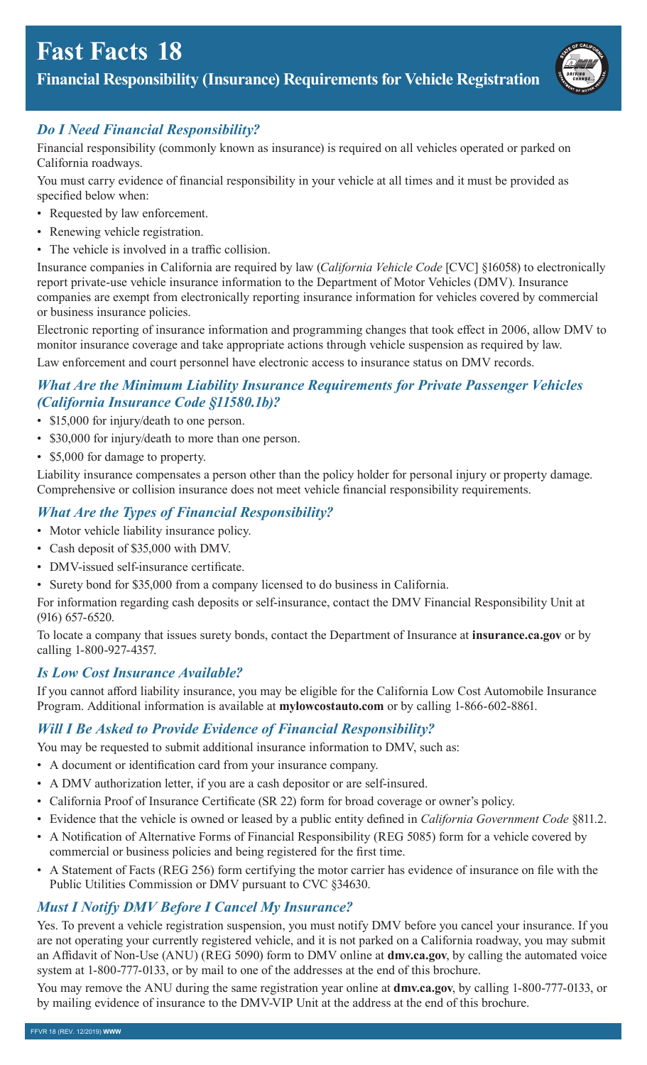# Fast Facts 18

## Financial Responsibility (Insurance) Requirements for Vehicle Registration

### *Do I Need Financial Responsibility?*

Financial responsibility (commonly known as insurance) is required on all vehicles operated or parked on California roadways.

You must carry evidence of financial responsibility in your vehicle at all times and it must be provided as specified below when:

- Requested by law enforcement.
- Renewing vehicle registration.
- The vehicle is involved in a traffic collision.

Insurance companies in California are required by law (*California Vehicle Code* [CVC] §16058) to electronically report private-use vehicle insurance information to the Department of Motor Vehicles (DMV). Insurance companies are exempt from electronically reporting insurance information for vehicles covered by commercial or business insurance policies.

Electronic reporting of insurance information and programming changes that took effect in 2006, allow DMV to monitor insurance coverage and take appropriate actions through vehicle suspension as required by law.

Law enforcement and court personnel have electronic access to insurance status on DMV records.

### *What Are the Minimum Liability Insurance Requirements for Private Passenger Vehicles (California Insurance Code §11580.1b)?*

- $15,000 for injury/death to one person.
- $30,000 for injury/death to more than one person.
- $5,000 for damage to property.

Liability insurance compensates a person other than the policy holder for personal injury or property damage. Comprehensive or collision insurance does not meet vehicle financial responsibility requirements.

### *What Are the Types of Financial Responsibility?*

- Motor vehicle liability insurance policy.
- Cash deposit of $35,000 with DMV.
- DMV-issued self-insurance certificate.
- Surety bond for $35,000 from a company licensed to do business in California.

For information regarding cash deposits or self-insurance, contact the DMV Financial Responsibility Unit at (916) 657-6520.

To locate a company that issues surety bonds, contact the Department of Insurance at **insurance.ca.gov** or by calling 1-800-927-4357.

### *Is Low Cost Insurance Available?*

If you cannot afford liability insurance, you may be eligible for the California Low Cost Automobile Insurance Program. Additional information is available at **mylowcostauto.com** or by calling 1-866-602-8861.

### *Will I Be Asked to Provide Evidence of Financial Responsibility?*

You may be requested to submit additional insurance information to DMV, such as:

- A document or identification card from your insurance company.
- A DMV authorization letter, if you are a cash depositor or are self-insured.
- California Proof of Insurance Certificate (SR 22) form for broad coverage or owner's policy.
- Evidence that the vehicle is owned or leased by a public entity defined in *California Government Code* §811.2.
- A Notification of Alternative Forms of Financial Responsibility (REG 5085) form for a vehicle covered by commercial or business policies and being registered for the first time.
- A Statement of Facts (REG 256) form certifying the motor carrier has evidence of insurance on file with the Public Utilities Commission or DMV pursuant to CVC §34630.

### *Must I Notify DMV Before I Cancel My Insurance?*

Yes. To prevent a vehicle registration suspension, you must notify DMV before you cancel your insurance. If you are not operating your currently registered vehicle, and it is not parked on a California roadway, you may submit an Affidavit of Non-Use (ANU) (REG 5090) form to DMV online at **dmv.ca.gov**, by calling the automated voice system at 1-800-777-0133, or by mail to one of the addresses at the end of this brochure.

You may remove the ANU during the same registration year online at **dmv.ca.gov**, by calling 1-800-777-0133, or by mailing evidence of insurance to the DMV-VIP Unit at the address at the end of this brochure.

FFVR 18 (REV. 12/2019) **WWW**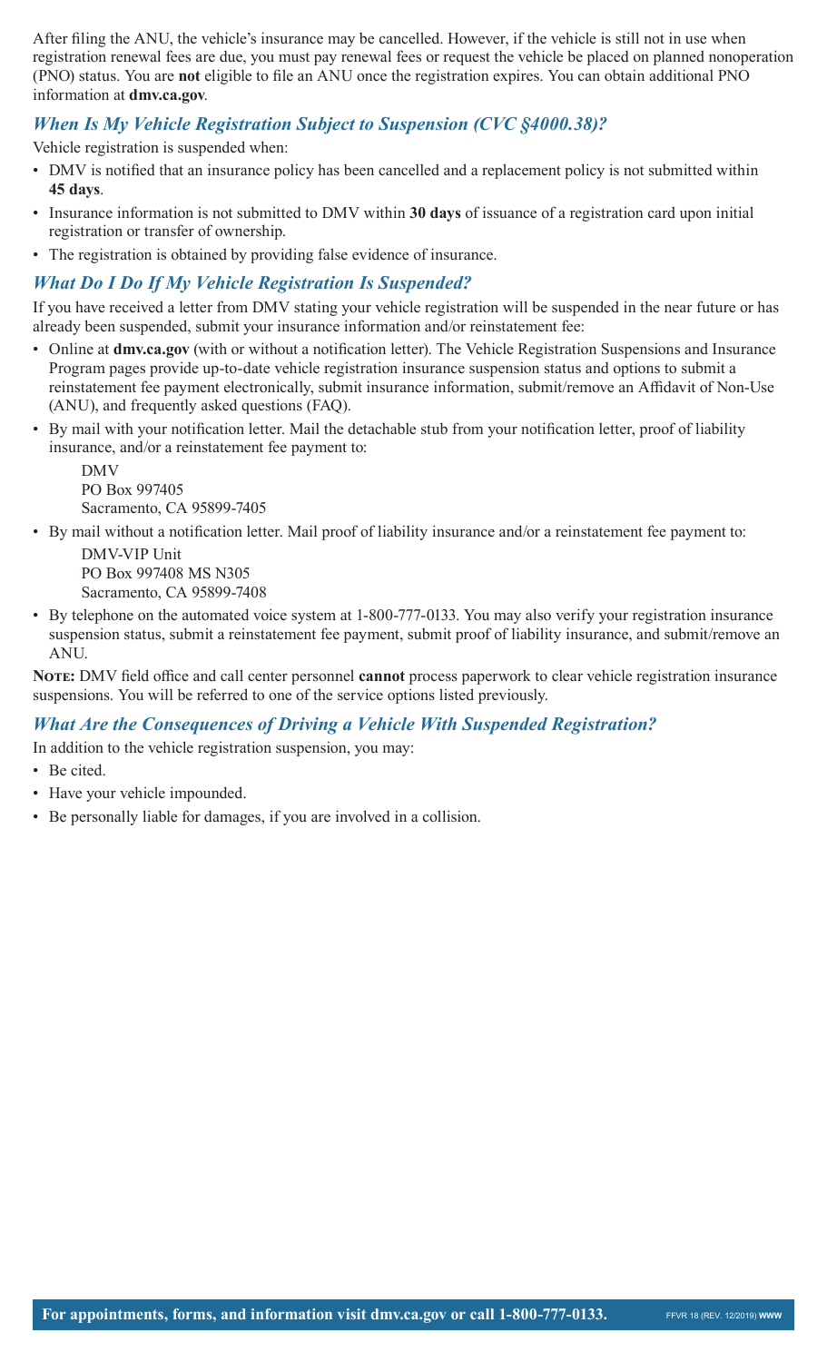After filing the ANU, the vehicle's insurance may be cancelled. However, if the vehicle is still not in use when registration renewal fees are due, you must pay renewal fees or request the vehicle be placed on planned nonoperation (PNO) status. You are **not** eligible to file an ANU once the registration expires. You can obtain additional PNO information at **dmv.ca.gov**.

### *When Is My Vehicle Registration Subject to Suspension (CVC §4000.38)?*

Vehicle registration is suspended when:

- DMV is notified that an insurance policy has been cancelled and a replacement policy is not submitted within **45 days**.
- Insurance information is not submitted to DMV within **30 days** of issuance of a registration card upon initial registration or transfer of ownership.
- The registration is obtained by providing false evidence of insurance.

### *What Do I Do If My Vehicle Registration Is Suspended?*

If you have received a letter from DMV stating your vehicle registration will be suspended in the near future or has already been suspended, submit your insurance information and/or reinstatement fee:

- Online at **dmv.ca.gov** (with or without a notification letter). The Vehicle Registration Suspensions and Insurance Program pages provide up-to-date vehicle registration insurance suspension status and options to submit a reinstatement fee payment electronically, submit insurance information, submit/remove an Affidavit of Non-Use (ANU), and frequently asked questions (FAQ).
- By mail with your notification letter. Mail the detachable stub from your notification letter, proof of liability insurance, and/or a reinstatement fee payment to:

  DMV
  PO Box 997405
  Sacramento, CA 95899-7405

- By mail without a notification letter. Mail proof of liability insurance and/or a reinstatement fee payment to:

  DMV-VIP Unit
  PO Box 997408 MS N305
  Sacramento, CA 95899-7408

- By telephone on the automated voice system at 1-800-777-0133. You may also verify your registration insurance suspension status, submit a reinstatement fee payment, submit proof of liability insurance, and submit/remove an ANU.

**Note:** DMV field office and call center personnel **cannot** process paperwork to clear vehicle registration insurance suspensions. You will be referred to one of the service options listed previously.

### *What Are the Consequences of Driving a Vehicle With Suspended Registration?*

In addition to the vehicle registration suspension, you may:

- Be cited.
- Have your vehicle impounded.
- Be personally liable for damages, if you are involved in a collision.

**For appointments, forms, and information visit dmv.ca.gov or call 1-800-777-0133.**

FFVR 18 (REV. 12/2019) **WWW**